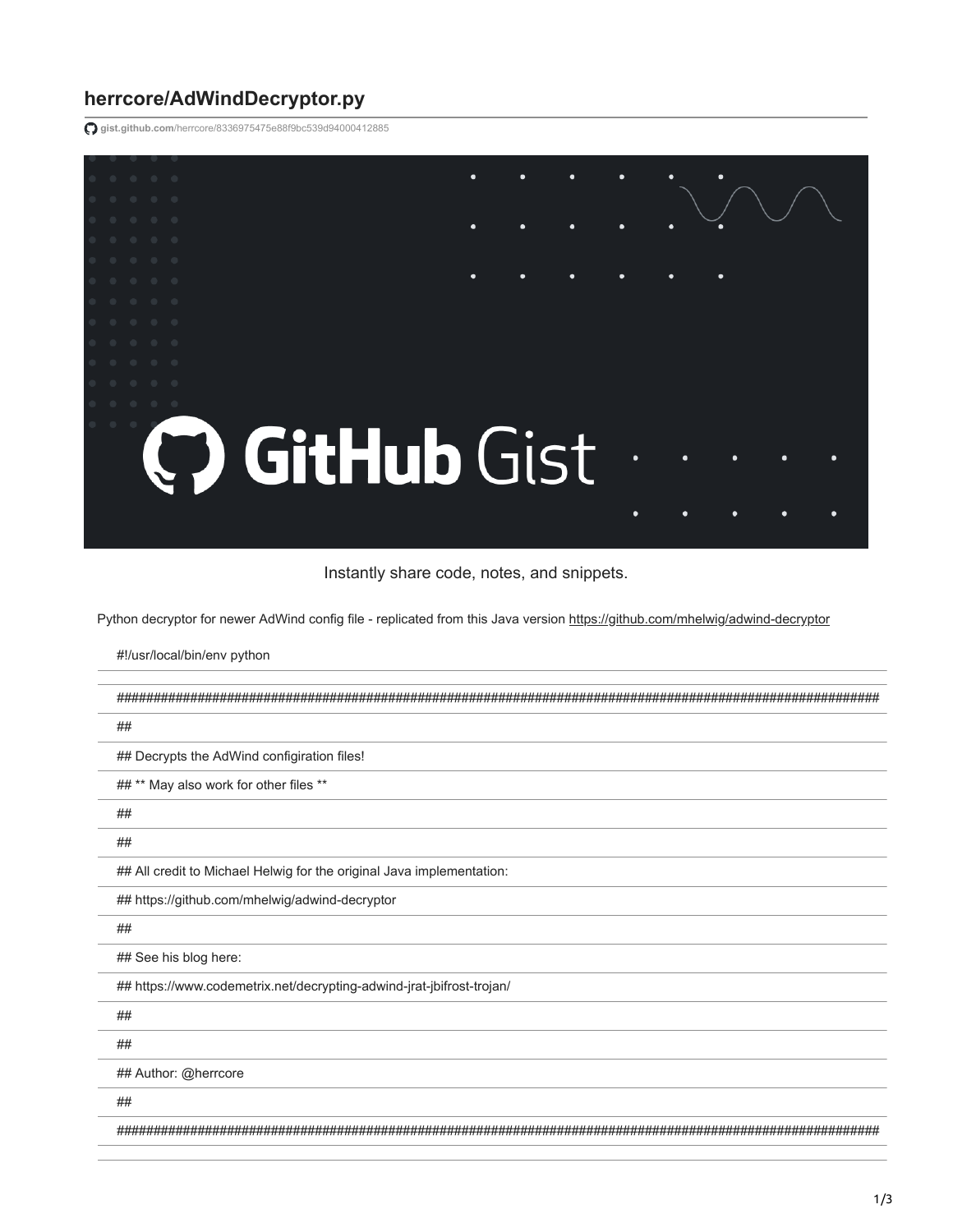# herrcore/AdWindDecryptor.py

gist.github.com/herrcore/8336975475e88f9bc539d94000412885

Instantly share code, notes, and snippets.

Python decryptor for newer AdWind config file - replicated from this Java version https://github.com/mhelwig/adwind-decryptor

```
#!/usr/local/bin/env python

###################################################################################################################
##
## Decrypts the AdWind configiration files!
## ** May also work for other files **
##
##
## All credit to Michael Helwig for the original Java implementation:
## https://github.com/mhelwig/adwind-decryptor
##
## See his blog here:
## https://www.codemetrix.net/decrypting-adwind-jrat-jbifrost-trojan/
##
##
## Author: @herrcore
##
###################################################################################################################
```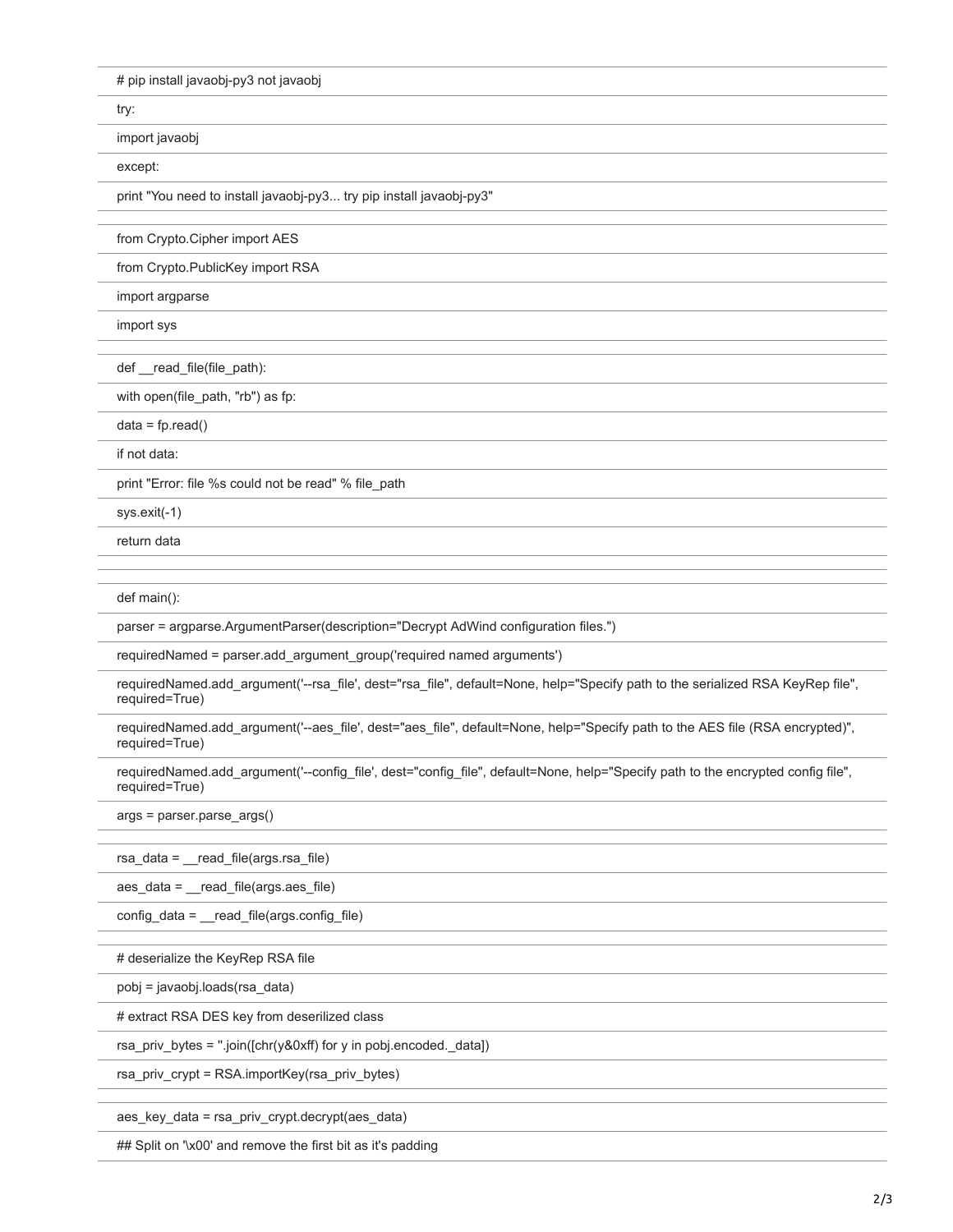```
# pip install javaobj-py3 not javaobj
try:
import javaobj
except:
print "You need to install javaobj-py3... try pip install javaobj-py3"

from Crypto.Cipher import AES
from Crypto.PublicKey import RSA
import argparse
import sys

def __read_file(file_path):
with open(file_path, "rb") as fp:
data = fp.read()
if not data:
print "Error: file %s could not be read" % file_path
sys.exit(-1)
return data


def main():
parser = argparse.ArgumentParser(description="Decrypt AdWind configuration files.")
requiredNamed = parser.add_argument_group('required named arguments')
requiredNamed.add_argument('--rsa_file', dest="rsa_file", default=None, help="Specify path to the serialized RSA KeyRep file", required=True)
requiredNamed.add_argument('--aes_file', dest="aes_file", default=None, help="Specify path to the AES file (RSA encrypted)", required=True)
requiredNamed.add_argument('--config_file', dest="config_file", default=None, help="Specify path to the encrypted config file", required=True)
args = parser.parse_args()

rsa_data = __read_file(args.rsa_file)
aes_data = __read_file(args.aes_file)
config_data = __read_file(args.config_file)

# deserialize the KeyRep RSA file
pobj = javaobj.loads(rsa_data)
# extract RSA DES key from deserilized class
rsa_priv_bytes = ''.join([chr(y&0xff) for y in pobj.encoded._data])
rsa_priv_crypt = RSA.importKey(rsa_priv_bytes)

aes_key_data = rsa_priv_crypt.decrypt(aes_data)
## Split on '\x00' and remove the first bit as it's padding
```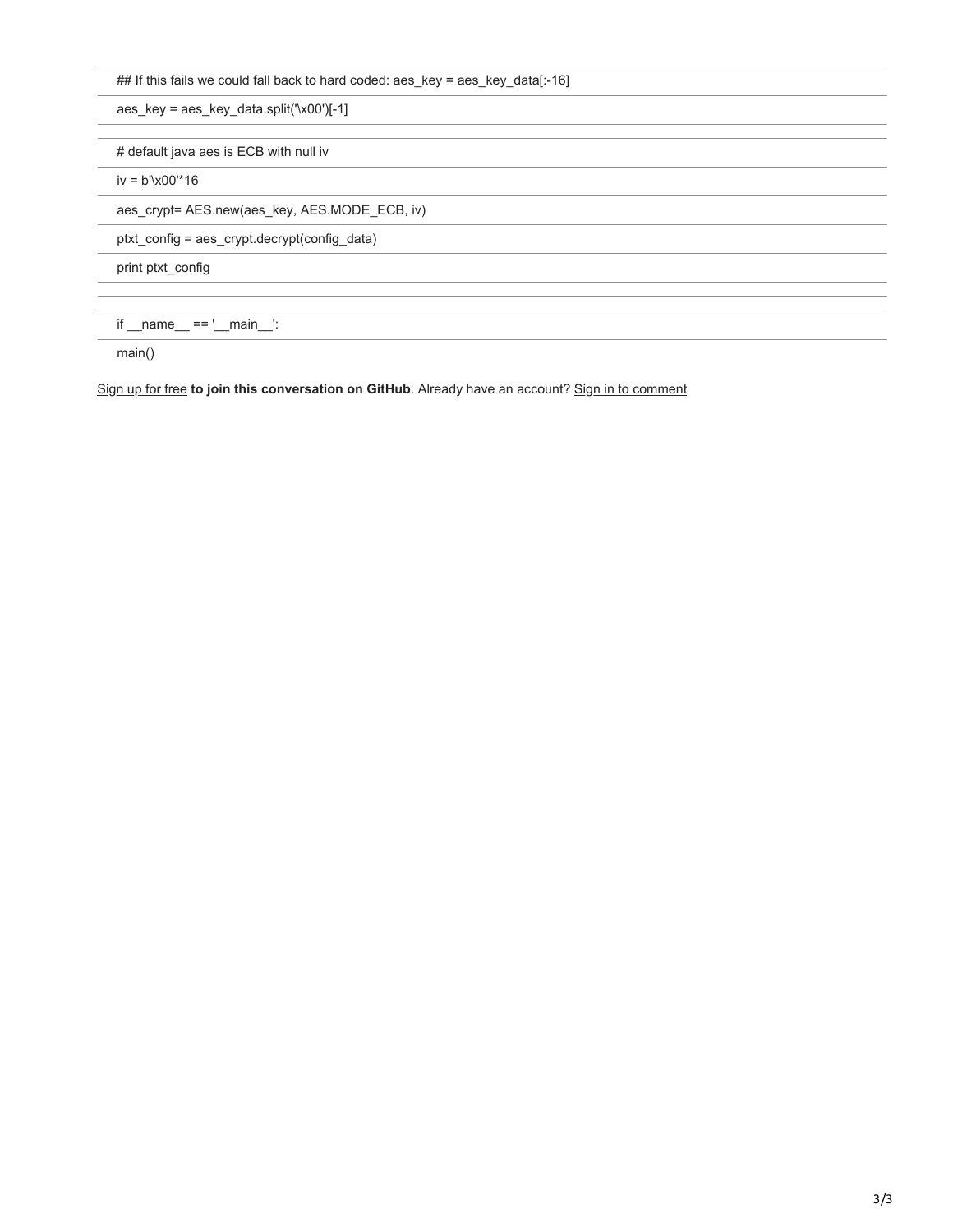```
## If this fails we could fall back to hard coded: aes_key = aes_key_data[:-16]
aes_key = aes_key_data.split('\x00')[-1]

# default java aes is ECB with null iv
iv = b'\x00'*16
aes_crypt= AES.new(aes_key, AES.MODE_ECB, iv)
ptxt_config = aes_crypt.decrypt(config_data)
print ptxt_config


if __name__ == '__main__':
main()
```

Sign up for free **to join this conversation on GitHub**. Already have an account? Sign in to comment